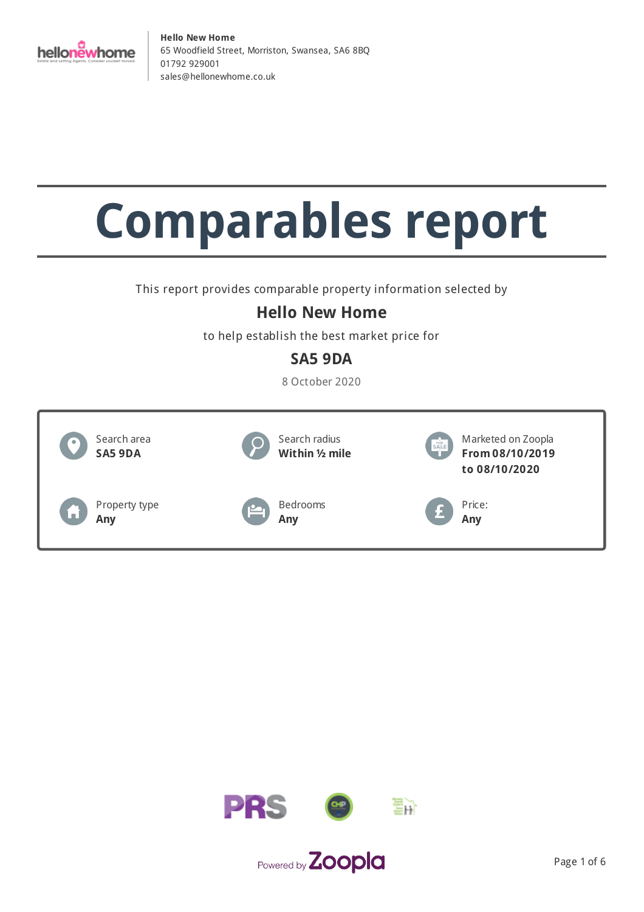**Hello New Home**
65 Woodfield Street, Morriston, Swansea, SA6 8BQ
01792 929001
sales@hellonewhome.co.uk

# Comparables report

This report provides comparable property information selected by

## Hello New Home

to help establish the best market price for

## SA5 9DA

8 October 2020

| | | |
|---|---|---|
| Search area **SA5 9DA** | Search radius **Within ½ mile** | Marketed on Zoopla **From 08/10/2019 to 08/10/2020** |
| Property type **Any** | Bedrooms **Any** | Price: **Any** |

Powered by Zoopla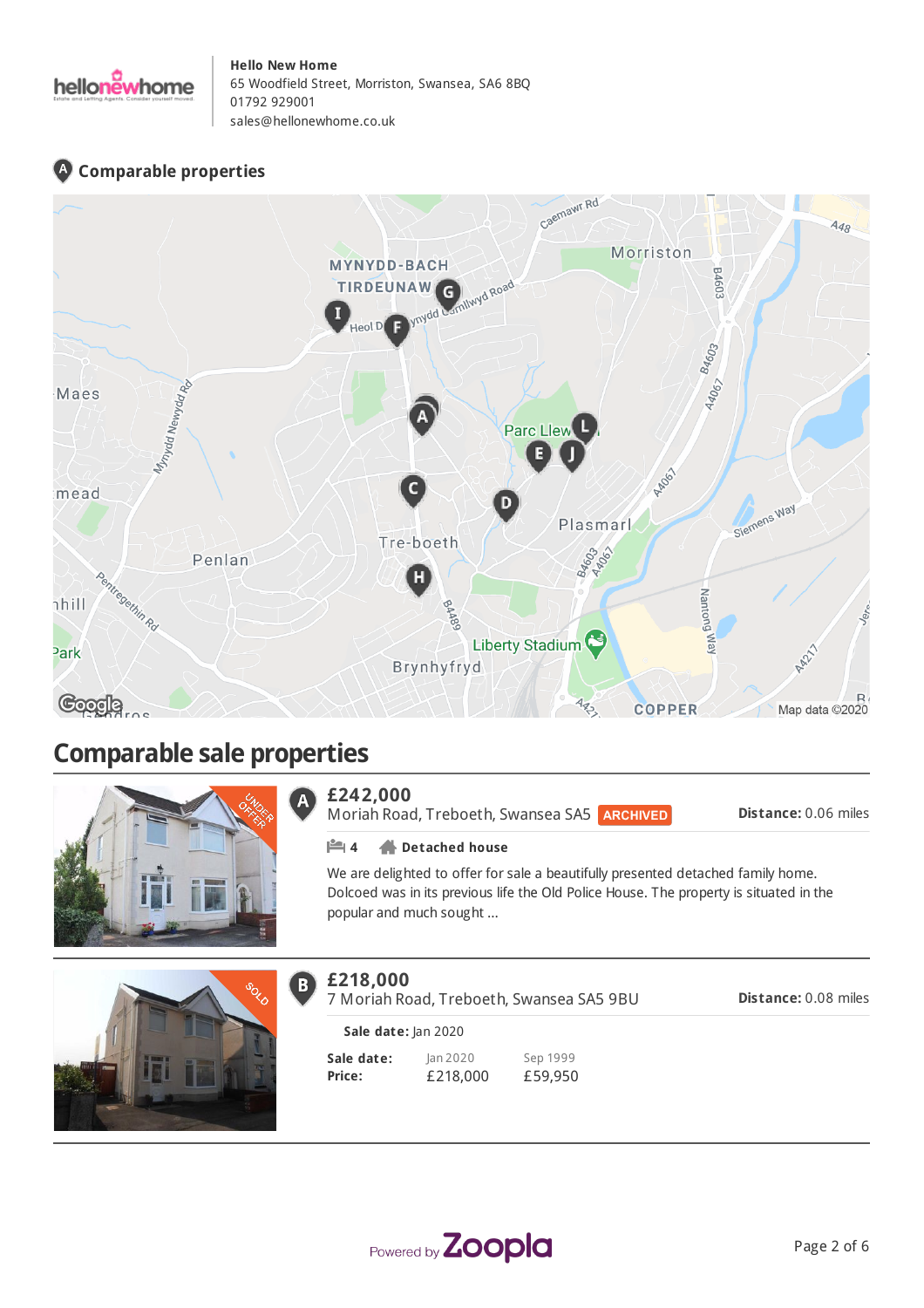**Hello New Home**
65 Woodfield Street, Morriston, Swansea, SA6 8BQ
01792 929001
sales@hellonewhome.co.uk

## Comparable properties

# Comparable sale properties

### A — £242,000

Moriah Road, Treboeth, Swansea SA5 ARCHIVED

**Distance:** 0.06 miles

4 **Detached house**

We are delighted to offer for sale a beautifully presented detached family home. Dolcoed was in its previous life the Old Police House. The property is situated in the popular and much sought ...

### B — £218,000

7 Moriah Road, Treboeth, Swansea SA5 9BU

**Distance:** 0.08 miles

**Sale date:** Jan 2020

| **Sale date:** | Jan 2020 | Sep 1999 |
|---|---|---|
| **Price:** | £218,000 | £59,950 |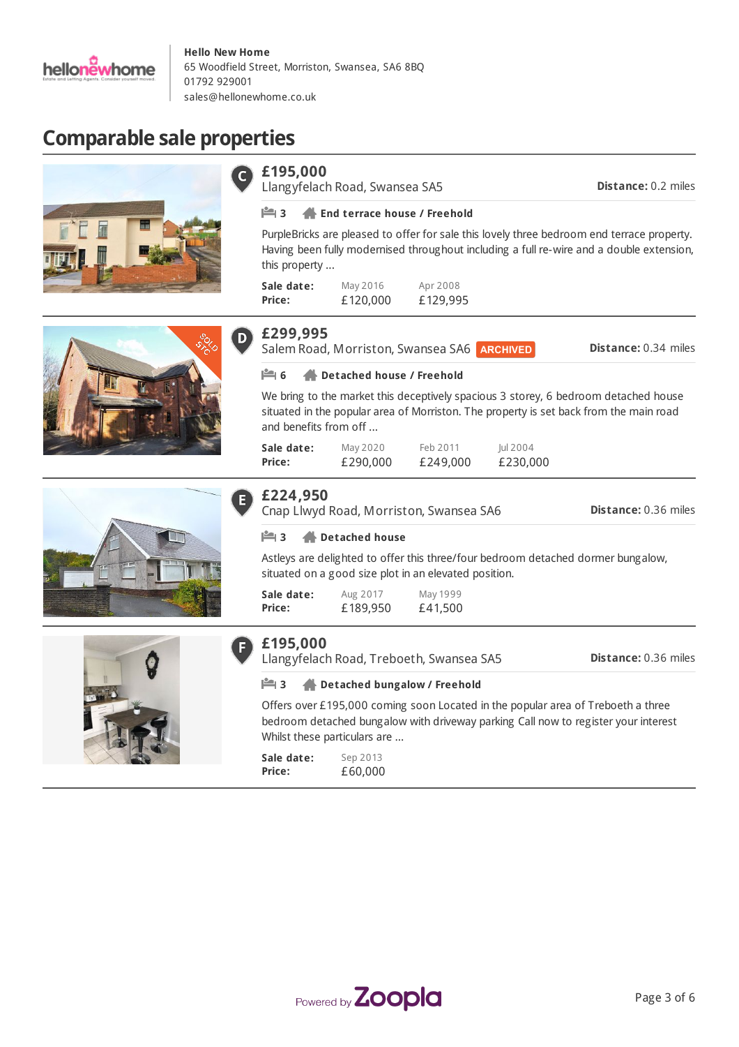**Hello New Home**
65 Woodfield Street, Morriston, Swansea, SA6 8BQ
01792 929001
sales@hellonewhome.co.uk

# Comparable sale properties

## C — £195,000

Llangyfelach Road, Swansea SA5 — **Distance:** 0.2 miles

3 | **End terrace house / Freehold**

PurpleBricks are pleased to offer for sale this lovely three bedroom end terrace property. Having been fully modernised throughout including a full re-wire and a double extension, this property ...

| **Sale date:** | May 2016 | Apr 2008 |
|---|---|---|
| **Price:** | £120,000 | £129,995 |

## D — £299,995

Salem Road, Morriston, Swansea SA6 ARCHIVED — **Distance:** 0.34 miles

6 | **Detached house / Freehold**

We bring to the market this deceptively spacious 3 storey, 6 bedroom detached house situated in the popular area of Morriston. The property is set back from the main road and benefits from off ...

| **Sale date:** | May 2020 | Feb 2011 | Jul 2004 |
|---|---|---|---|
| **Price:** | £290,000 | £249,000 | £230,000 |

## E — £224,950

Cnap Llwyd Road, Morriston, Swansea SA6 — **Distance:** 0.36 miles

3 | **Detached house**

Astleys are delighted to offer this three/four bedroom detached dormer bungalow, situated on a good size plot in an elevated position.

| **Sale date:** | Aug 2017 | May 1999 |
|---|---|---|
| **Price:** | £189,950 | £41,500 |

## F — £195,000

Llangyfelach Road, Treboeth, Swansea SA5 — **Distance:** 0.36 miles

3 | **Detached bungalow / Freehold**

Offers over £195,000 coming soon Located in the popular area of Treboeth a three bedroom detached bungalow with driveway parking Call now to register your interest Whilst these particulars are ...

| **Sale date:** | Sep 2013 |
|---|---|
| **Price:** | £60,000 |

Powered by Zoopla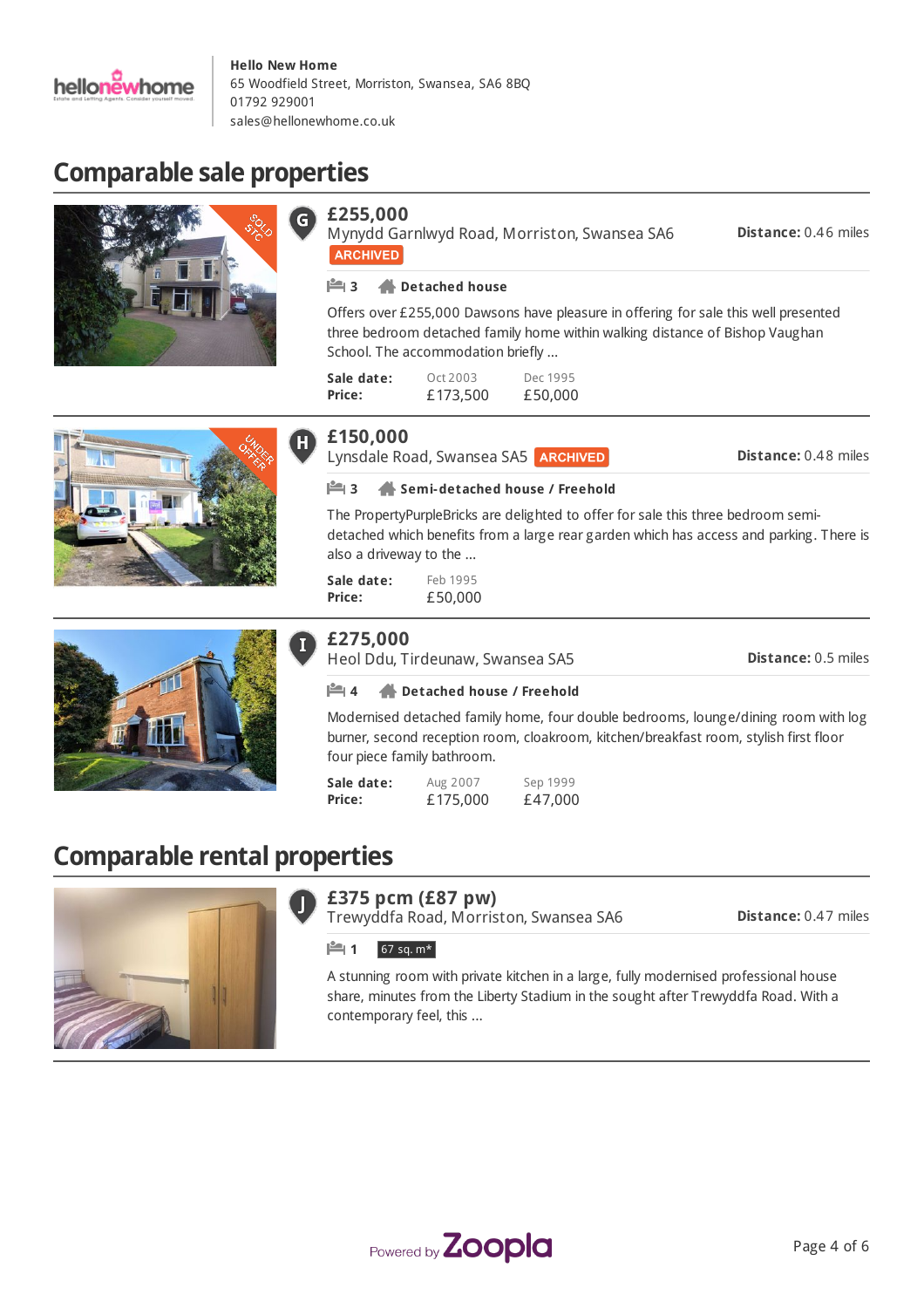**Hello New Home**
65 Woodfield Street, Morriston, Swansea, SA6 8BQ
01792 929001
sales@hellonewhome.co.uk

## Comparable sale properties

**G**

### £255,000

Mynydd Garnlwyd Road, Morriston, Swansea SA6 **ARCHIVED**

**Distance:** 0.46 miles

3 **Detached house**

Offers over £255,000 Dawsons have pleasure in offering for sale this well presented three bedroom detached family home within walking distance of Bishop Vaughan School. The accommodation briefly ...

| | | |
|---|---|---|
| **Sale date:** | Oct 2003 | Dec 1995 |
| **Price:** | £173,500 | £50,000 |

**H**

### £150,000

Lynsdale Road, Swansea SA5 **ARCHIVED**

**Distance:** 0.48 miles

3 **Semi-detached house / Freehold**

The PropertyPurpleBricks are delighted to offer for sale this three bedroom semi-detached which benefits from a large rear garden which has access and parking. There is also a driveway to the ...

| | |
|---|---|
| **Sale date:** | Feb 1995 |
| **Price:** | £50,000 |

**I**

### £275,000

Heol Ddu, Tirdeunaw, Swansea SA5

**Distance:** 0.5 miles

4 **Detached house / Freehold**

Modernised detached family home, four double bedrooms, lounge/dining room with log burner, second reception room, cloakroom, kitchen/breakfast room, stylish first floor four piece family bathroom.

| | | |
|---|---|---|
| **Sale date:** | Aug 2007 | Sep 1999 |
| **Price:** | £175,000 | £47,000 |

## Comparable rental properties

**J**

### £375 pcm (£87 pw)

Trewyddfa Road, Morriston, Swansea SA6

**Distance:** 0.47 miles

1 67 sq. m*

A stunning room with private kitchen in a large, fully modernised professional house share, minutes from the Liberty Stadium in the sought after Trewyddfa Road. With a contemporary feel, this ...

Powered by Zoopla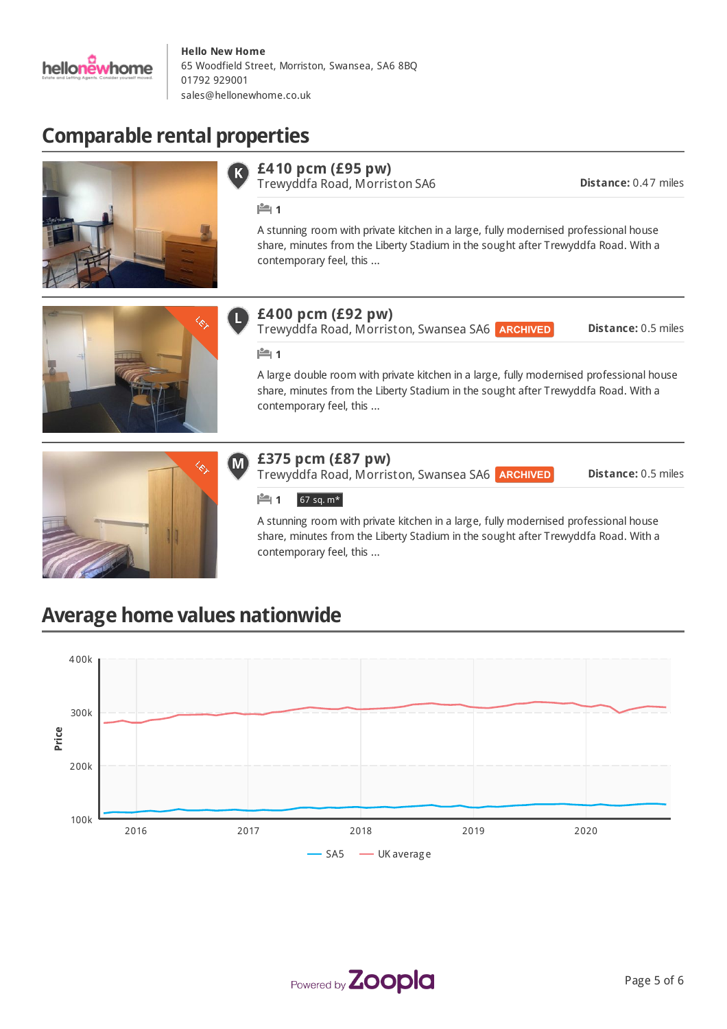**Hello New Home**
65 Woodfield Street, Morriston, Swansea, SA6 8BQ
01792 929001
sales@hellonewhome.co.uk

## Comparable rental properties

### K — £410 pcm (£95 pw)

Trewyddfa Road, Morriston SA6

**Distance:** 0.47 miles

1

A stunning room with private kitchen in a large, fully modernised professional house share, minutes from the Liberty Stadium in the sought after Trewyddfa Road. With a contemporary feel, this ...

### L — £400 pcm (£92 pw)

Trewyddfa Road, Morriston, Swansea SA6 ARCHIVED

**Distance:** 0.5 miles

1

A large double room with private kitchen in a large, fully modernised professional house share, minutes from the Liberty Stadium in the sought after Trewyddfa Road. With a contemporary feel, this ...

### M — £375 pcm (£87 pw)

Trewyddfa Road, Morriston, Swansea SA6 ARCHIVED

**Distance:** 0.5 miles

1 | 67 sq. m*

A stunning room with private kitchen in a large, fully modernised professional house share, minutes from the Liberty Stadium in the sought after Trewyddfa Road. With a contemporary feel, this ...

## Average home values nationwide

Price: 100k, 200k, 300k, 400k

2016, 2017, 2018, 2019, 2020

SA5 — UK average

Powered by Zoopla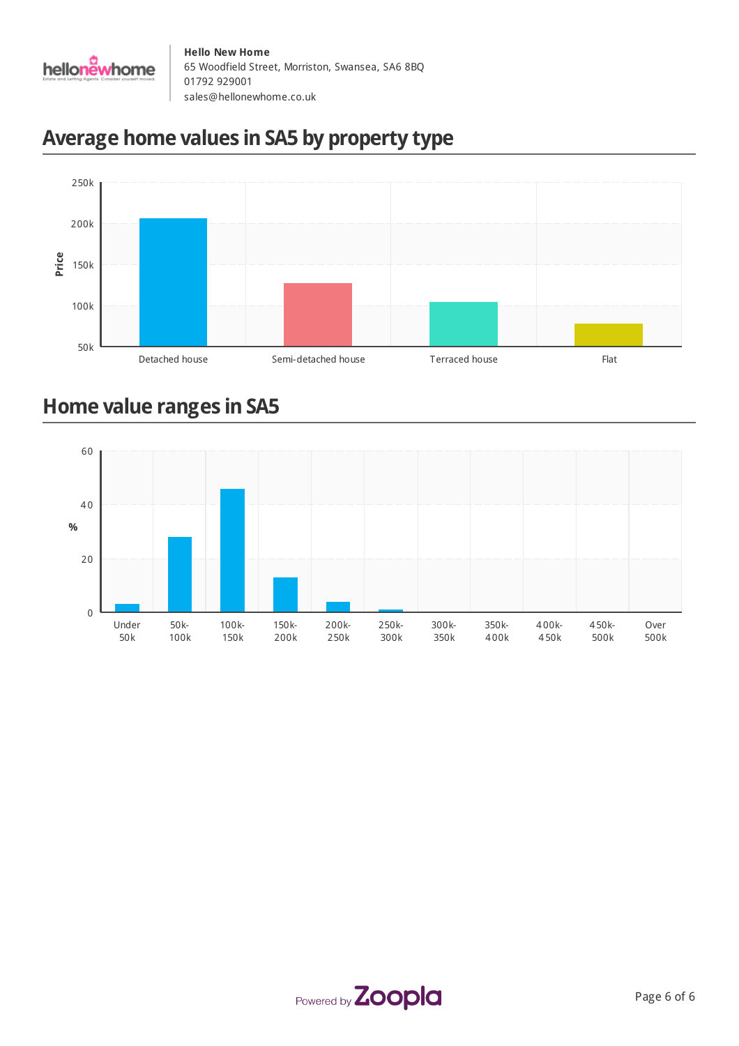**Hello New Home**
65 Woodfield Street, Morriston, Swansea, SA6 8BQ
01792 929001
sales@hellonewhome.co.uk

## Average home values in SA5 by property type

Price

250k
200k
150k
100k
50k

Detached house
Semi-detached house
Terraced house
Flat

## Home value ranges in SA5

%

60
40
20
0

Under 50k
50k-100k
100k-150k
150k-200k
200k-250k
250k-300k
300k-350k
350k-400k
400k-450k
450k-500k
Over 500k

Powered by Zoopla